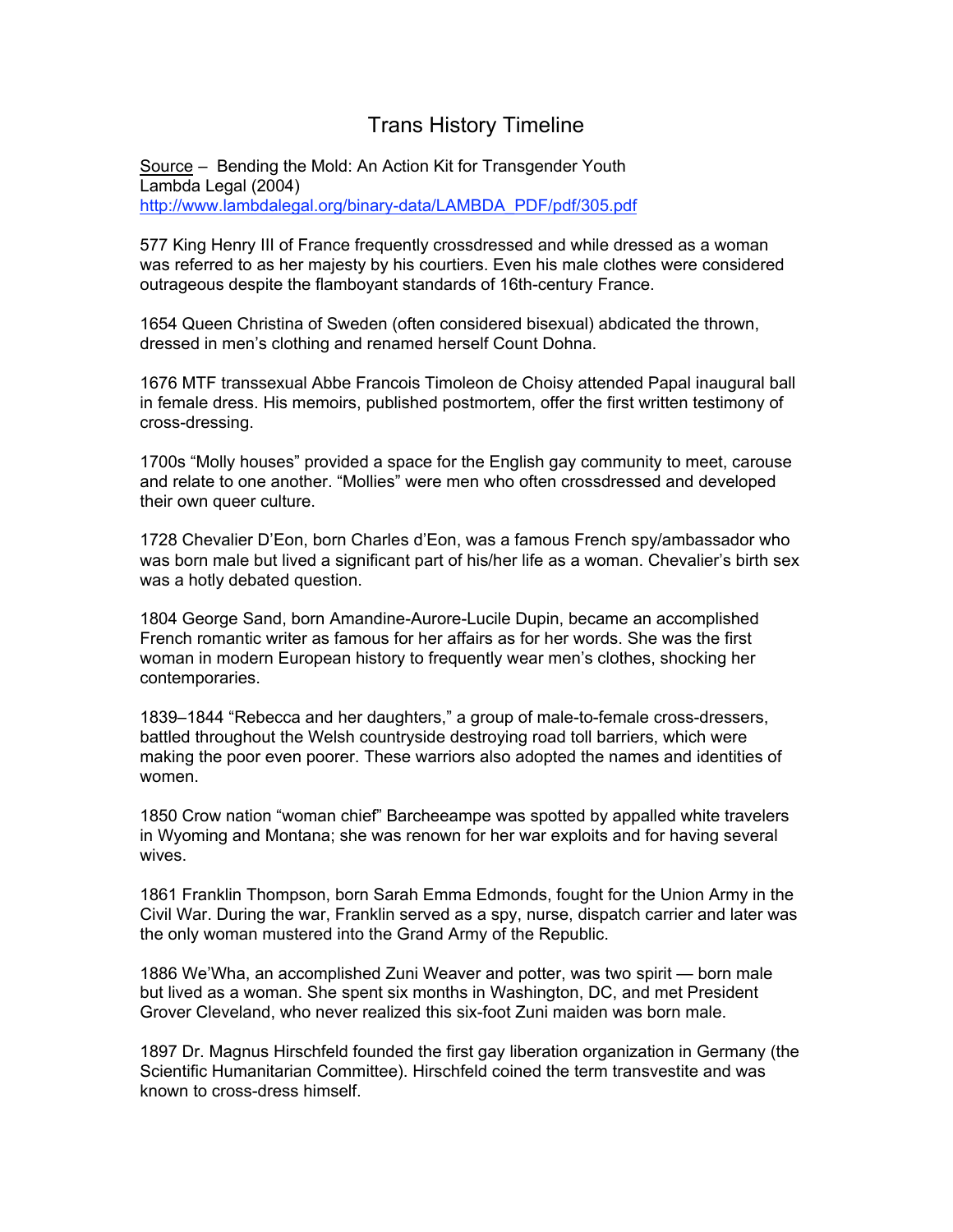# Trans History Timeline

Source – Bending the Mold: An Action Kit for Transgender Youth
Lambda Legal (2004)
http://www.lambdalegal.org/binary-data/LAMBDA_PDF/pdf/305.pdf

577 King Henry III of France frequently crossdressed and while dressed as a woman was referred to as her majesty by his courtiers. Even his male clothes were considered outrageous despite the flamboyant standards of 16th-century France.

1654 Queen Christina of Sweden (often considered bisexual) abdicated the thrown, dressed in men's clothing and renamed herself Count Dohna.

1676 MTF transsexual Abbe Francois Timoleon de Choisy attended Papal inaugural ball in female dress. His memoirs, published postmortem, offer the first written testimony of cross-dressing.

1700s "Molly houses" provided a space for the English gay community to meet, carouse and relate to one another. "Mollies" were men who often crossdressed and developed their own queer culture.

1728 Chevalier D'Eon, born Charles d'Eon, was a famous French spy/ambassador who was born male but lived a significant part of his/her life as a woman. Chevalier's birth sex was a hotly debated question.

1804 George Sand, born Amandine-Aurore-Lucile Dupin, became an accomplished French romantic writer as famous for her affairs as for her words. She was the first woman in modern European history to frequently wear men's clothes, shocking her contemporaries.

1839–1844 "Rebecca and her daughters," a group of male-to-female cross-dressers, battled throughout the Welsh countryside destroying road toll barriers, which were making the poor even poorer. These warriors also adopted the names and identities of women.

1850 Crow nation "woman chief" Barcheeampe was spotted by appalled white travelers in Wyoming and Montana; she was renown for her war exploits and for having several wives.

1861 Franklin Thompson, born Sarah Emma Edmonds, fought for the Union Army in the Civil War. During the war, Franklin served as a spy, nurse, dispatch carrier and later was the only woman mustered into the Grand Army of the Republic.

1886 We'Wha, an accomplished Zuni Weaver and potter, was two spirit — born male but lived as a woman. She spent six months in Washington, DC, and met President Grover Cleveland, who never realized this six-foot Zuni maiden was born male.

1897 Dr. Magnus Hirschfeld founded the first gay liberation organization in Germany (the Scientific Humanitarian Committee). Hirschfeld coined the term transvestite and was known to cross-dress himself.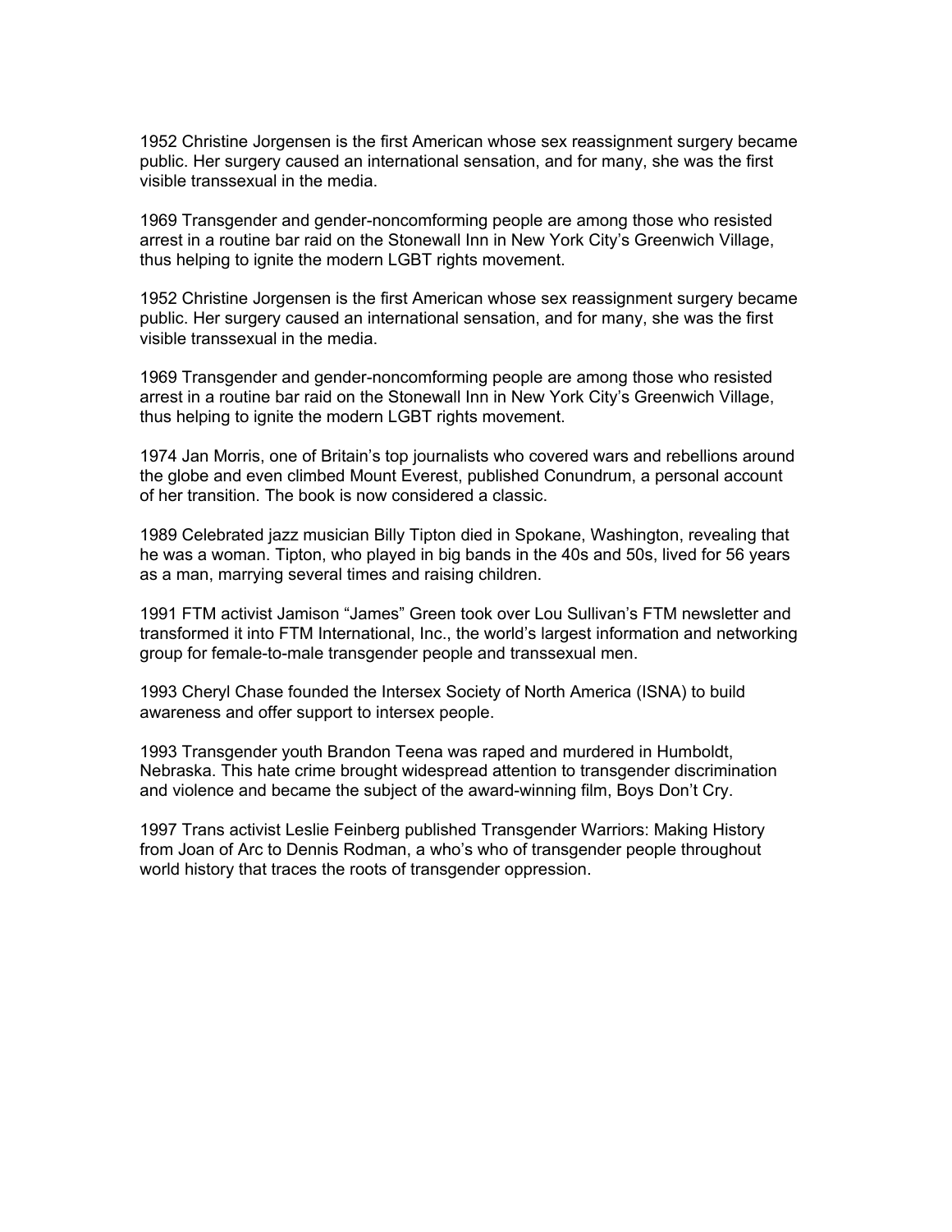1952 Christine Jorgensen is the first American whose sex reassignment surgery became public. Her surgery caused an international sensation, and for many, she was the first visible transsexual in the media.

1969 Transgender and gender-noncomforming people are among those who resisted arrest in a routine bar raid on the Stonewall Inn in New York City's Greenwich Village, thus helping to ignite the modern LGBT rights movement.

1952 Christine Jorgensen is the first American whose sex reassignment surgery became public. Her surgery caused an international sensation, and for many, she was the first visible transsexual in the media.

1969 Transgender and gender-noncomforming people are among those who resisted arrest in a routine bar raid on the Stonewall Inn in New York City's Greenwich Village, thus helping to ignite the modern LGBT rights movement.

1974 Jan Morris, one of Britain's top journalists who covered wars and rebellions around the globe and even climbed Mount Everest, published Conundrum, a personal account of her transition. The book is now considered a classic.

1989 Celebrated jazz musician Billy Tipton died in Spokane, Washington, revealing that he was a woman. Tipton, who played in big bands in the 40s and 50s, lived for 56 years as a man, marrying several times and raising children.

1991 FTM activist Jamison "James" Green took over Lou Sullivan's FTM newsletter and transformed it into FTM International, Inc., the world's largest information and networking group for female-to-male transgender people and transsexual men.

1993 Cheryl Chase founded the Intersex Society of North America (ISNA) to build awareness and offer support to intersex people.

1993 Transgender youth Brandon Teena was raped and murdered in Humboldt, Nebraska. This hate crime brought widespread attention to transgender discrimination and violence and became the subject of the award-winning film, Boys Don't Cry.

1997 Trans activist Leslie Feinberg published Transgender Warriors: Making History from Joan of Arc to Dennis Rodman, a who's who of transgender people throughout world history that traces the roots of transgender oppression.